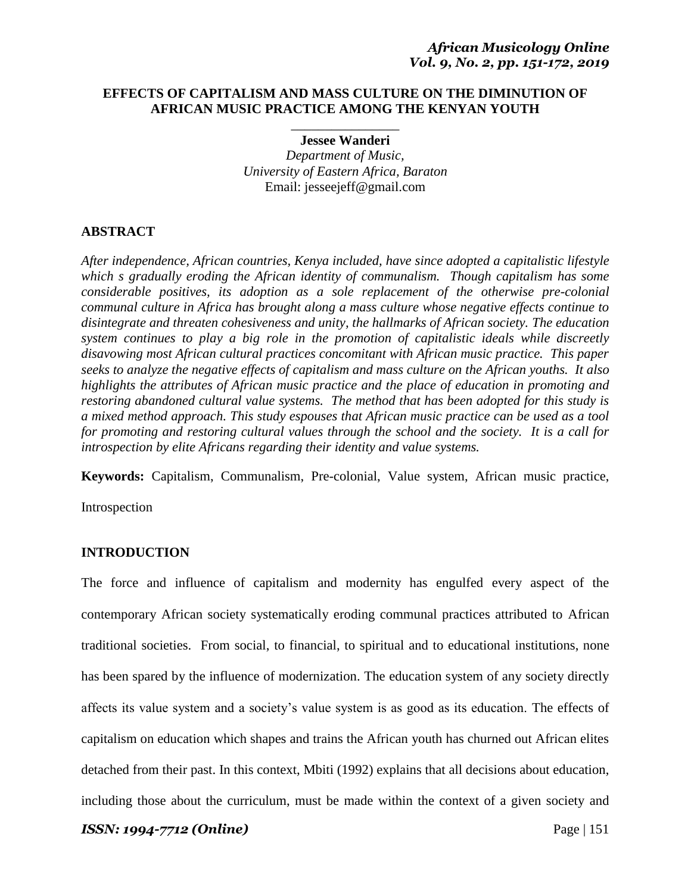# EFFECTS OF CAPITALISM AND MASS CULTURE ON THE DIMINUTION OF AFRICAN MUSIC PRACTICE AMONG THE KENYAN YOUTH

**Jessee Wanderi**

*Department of Music,*
*University of Eastern Africa, Baraton*
Email: jesseejeff@gmail.com

## ABSTRACT

*After independence, African countries, Kenya included, have since adopted a capitalistic lifestyle which s gradually eroding the African identity of communalism. Though capitalism has some considerable positives, its adoption as a sole replacement of the otherwise pre-colonial communal culture in Africa has brought along a mass culture whose negative effects continue to disintegrate and threaten cohesiveness and unity, the hallmarks of African society. The education system continues to play a big role in the promotion of capitalistic ideals while discreetly disavowing most African cultural practices concomitant with African music practice. This paper seeks to analyze the negative effects of capitalism and mass culture on the African youths. It also highlights the attributes of African music practice and the place of education in promoting and restoring abandoned cultural value systems. The method that has been adopted for this study is a mixed method approach. This study espouses that African music practice can be used as a tool for promoting and restoring cultural values through the school and the society. It is a call for introspection by elite Africans regarding their identity and value systems.*

**Keywords:** Capitalism, Communalism, Pre-colonial, Value system, African music practice, Introspection

## INTRODUCTION

The force and influence of capitalism and modernity has engulfed every aspect of the contemporary African society systematically eroding communal practices attributed to African traditional societies. From social, to financial, to spiritual and to educational institutions, none has been spared by the influence of modernization. The education system of any society directly affects its value system and a society's value system is as good as its education. The effects of capitalism on education which shapes and trains the African youth has churned out African elites detached from their past. In this context, Mbiti (1992) explains that all decisions about education, including those about the curriculum, must be made within the context of a given society and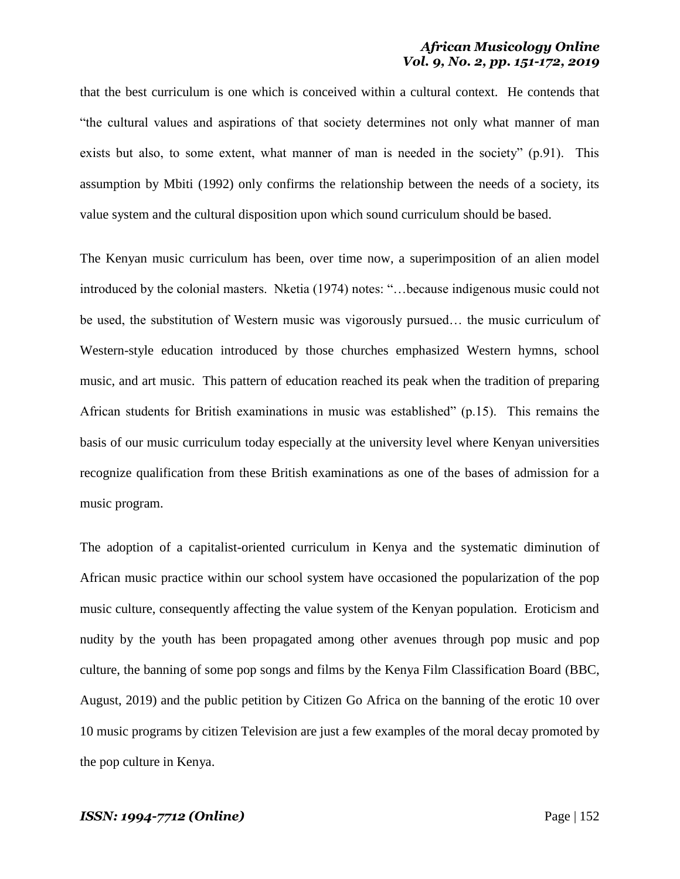that the best curriculum is one which is conceived within a cultural context. He contends that "the cultural values and aspirations of that society determines not only what manner of man exists but also, to some extent, what manner of man is needed in the society" (p.91). This assumption by Mbiti (1992) only confirms the relationship between the needs of a society, its value system and the cultural disposition upon which sound curriculum should be based.

The Kenyan music curriculum has been, over time now, a superimposition of an alien model introduced by the colonial masters. Nketia (1974) notes: "…because indigenous music could not be used, the substitution of Western music was vigorously pursued… the music curriculum of Western-style education introduced by those churches emphasized Western hymns, school music, and art music. This pattern of education reached its peak when the tradition of preparing African students for British examinations in music was established" (p.15). This remains the basis of our music curriculum today especially at the university level where Kenyan universities recognize qualification from these British examinations as one of the bases of admission for a music program.

The adoption of a capitalist-oriented curriculum in Kenya and the systematic diminution of African music practice within our school system have occasioned the popularization of the pop music culture, consequently affecting the value system of the Kenyan population. Eroticism and nudity by the youth has been propagated among other avenues through pop music and pop culture, the banning of some pop songs and films by the Kenya Film Classification Board (BBC, August, 2019) and the public petition by Citizen Go Africa on the banning of the erotic 10 over 10 music programs by citizen Television are just a few examples of the moral decay promoted by the pop culture in Kenya.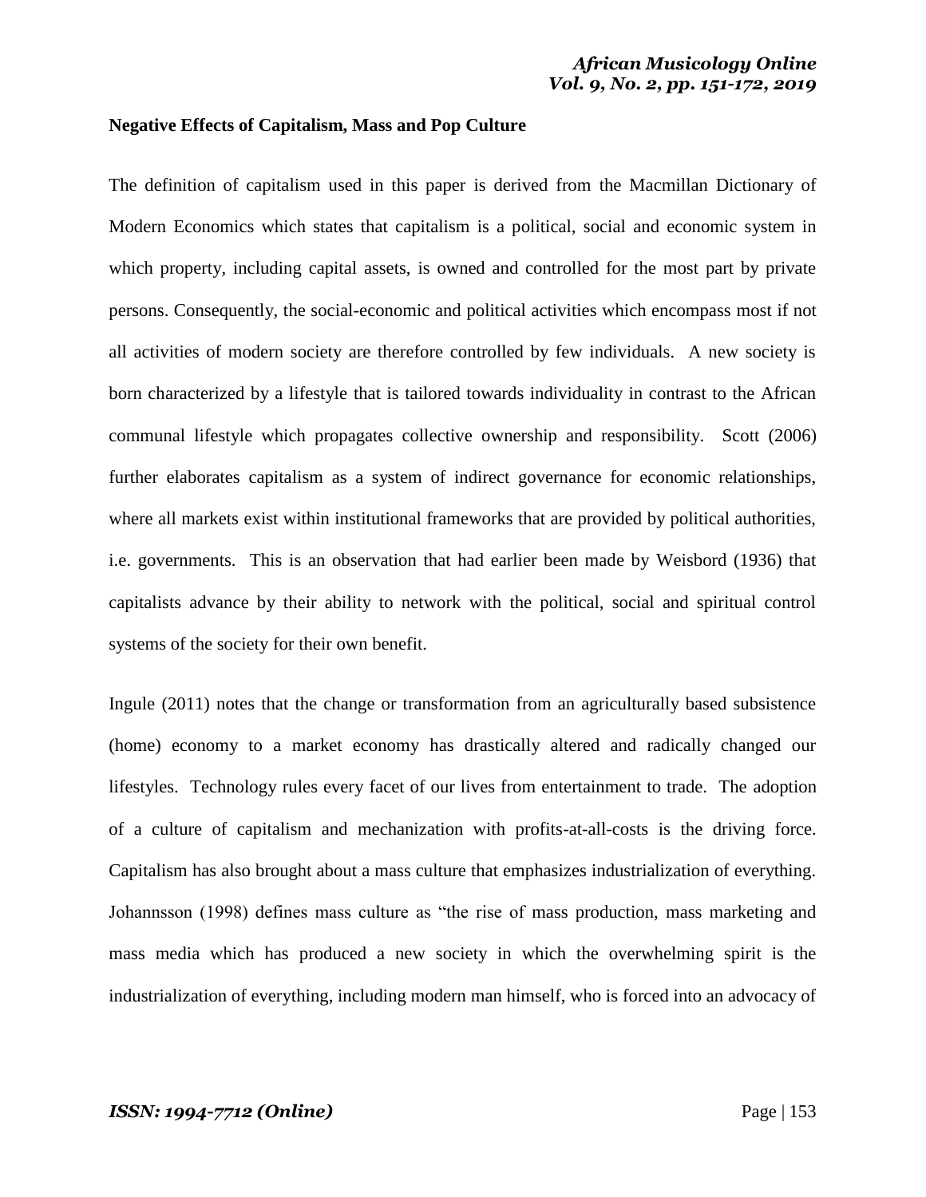**Negative Effects of Capitalism, Mass and Pop Culture**

The definition of capitalism used in this paper is derived from the Macmillan Dictionary of Modern Economics which states that capitalism is a political, social and economic system in which property, including capital assets, is owned and controlled for the most part by private persons. Consequently, the social-economic and political activities which encompass most if not all activities of modern society are therefore controlled by few individuals. A new society is born characterized by a lifestyle that is tailored towards individuality in contrast to the African communal lifestyle which propagates collective ownership and responsibility. Scott (2006) further elaborates capitalism as a system of indirect governance for economic relationships, where all markets exist within institutional frameworks that are provided by political authorities, i.e. governments. This is an observation that had earlier been made by Weisbord (1936) that capitalists advance by their ability to network with the political, social and spiritual control systems of the society for their own benefit.

Ingule (2011) notes that the change or transformation from an agriculturally based subsistence (home) economy to a market economy has drastically altered and radically changed our lifestyles. Technology rules every facet of our lives from entertainment to trade. The adoption of a culture of capitalism and mechanization with profits-at-all-costs is the driving force. Capitalism has also brought about a mass culture that emphasizes industrialization of everything. Johannsson (1998) defines mass culture as "the rise of mass production, mass marketing and mass media which has produced a new society in which the overwhelming spirit is the industrialization of everything, including modern man himself, who is forced into an advocacy of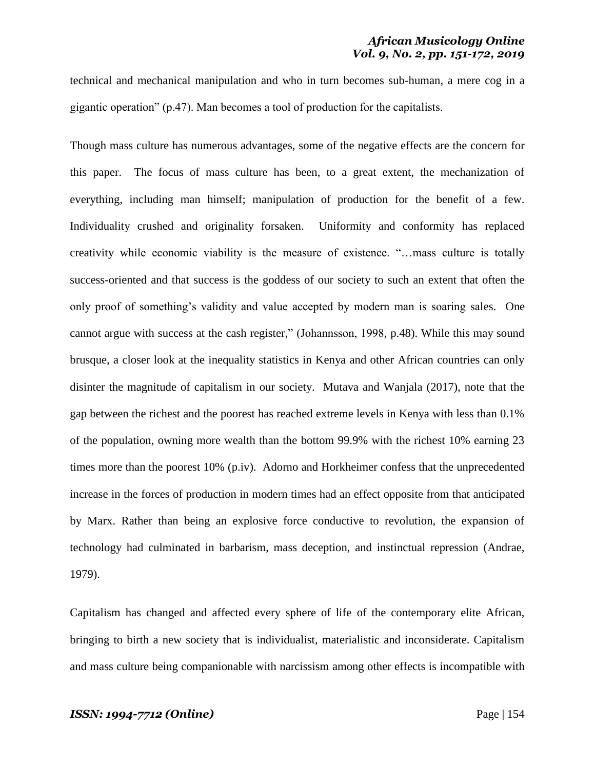technical and mechanical manipulation and who in turn becomes sub-human, a mere cog in a gigantic operation" (p.47). Man becomes a tool of production for the capitalists.

Though mass culture has numerous advantages, some of the negative effects are the concern for this paper. The focus of mass culture has been, to a great extent, the mechanization of everything, including man himself; manipulation of production for the benefit of a few. Individuality crushed and originality forsaken. Uniformity and conformity has replaced creativity while economic viability is the measure of existence. "…mass culture is totally success-oriented and that success is the goddess of our society to such an extent that often the only proof of something's validity and value accepted by modern man is soaring sales. One cannot argue with success at the cash register," (Johannsson, 1998, p.48). While this may sound brusque, a closer look at the inequality statistics in Kenya and other African countries can only disinter the magnitude of capitalism in our society. Mutava and Wanjala (2017), note that the gap between the richest and the poorest has reached extreme levels in Kenya with less than 0.1% of the population, owning more wealth than the bottom 99.9% with the richest 10% earning 23 times more than the poorest 10% (p.iv). Adorno and Horkheimer confess that the unprecedented increase in the forces of production in modern times had an effect opposite from that anticipated by Marx. Rather than being an explosive force conductive to revolution, the expansion of technology had culminated in barbarism, mass deception, and instinctual repression (Andrae, 1979).

Capitalism has changed and affected every sphere of life of the contemporary elite African, bringing to birth a new society that is individualist, materialistic and inconsiderate. Capitalism and mass culture being companionable with narcissism among other effects is incompatible with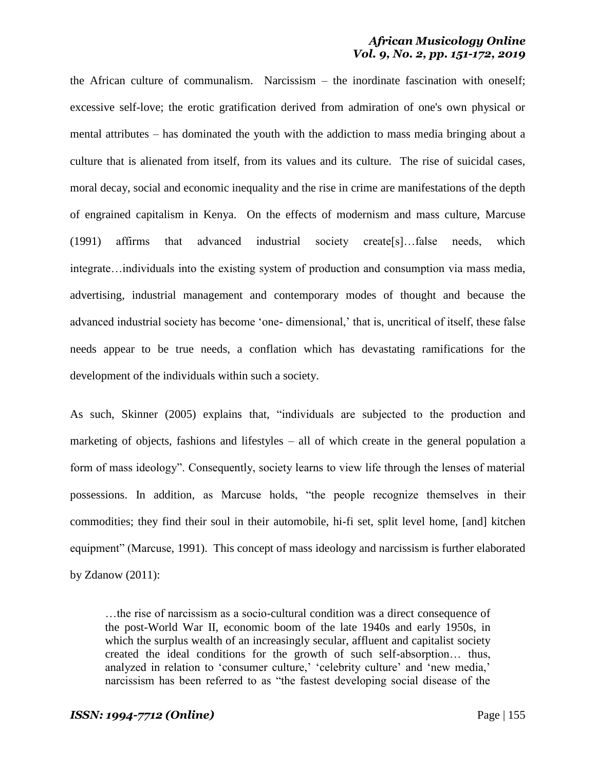the African culture of communalism. Narcissism – the inordinate fascination with oneself; excessive self-love; the erotic gratification derived from admiration of one's own physical or mental attributes – has dominated the youth with the addiction to mass media bringing about a culture that is alienated from itself, from its values and its culture. The rise of suicidal cases, moral decay, social and economic inequality and the rise in crime are manifestations of the depth of engrained capitalism in Kenya. On the effects of modernism and mass culture, Marcuse (1991) affirms that advanced industrial society create[s]…false needs, which integrate…individuals into the existing system of production and consumption via mass media, advertising, industrial management and contemporary modes of thought and because the advanced industrial society has become 'one- dimensional,' that is, uncritical of itself, these false needs appear to be true needs, a conflation which has devastating ramifications for the development of the individuals within such a society.

As such, Skinner (2005) explains that, "individuals are subjected to the production and marketing of objects, fashions and lifestyles – all of which create in the general population a form of mass ideology". Consequently, society learns to view life through the lenses of material possessions. In addition, as Marcuse holds, "the people recognize themselves in their commodities; they find their soul in their automobile, hi-fi set, split level home, [and] kitchen equipment" (Marcuse, 1991). This concept of mass ideology and narcissism is further elaborated by Zdanow (2011):

> …the rise of narcissism as a socio-cultural condition was a direct consequence of the post-World War II, economic boom of the late 1940s and early 1950s, in which the surplus wealth of an increasingly secular, affluent and capitalist society created the ideal conditions for the growth of such self-absorption… thus, analyzed in relation to 'consumer culture,' 'celebrity culture' and 'new media,' narcissism has been referred to as "the fastest developing social disease of the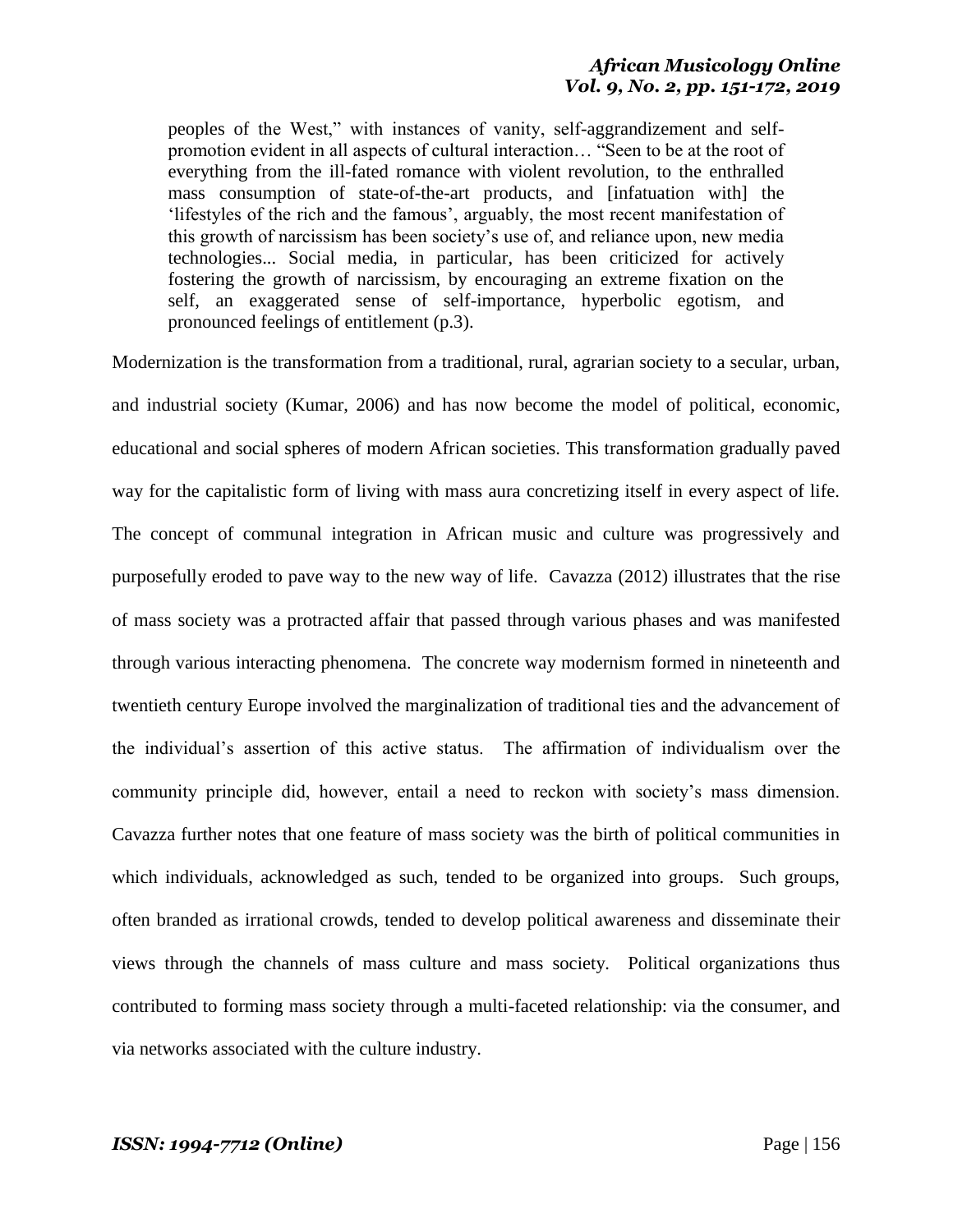> peoples of the West," with instances of vanity, self-aggrandizement and self-promotion evident in all aspects of cultural interaction… "Seen to be at the root of everything from the ill-fated romance with violent revolution, to the enthralled mass consumption of state-of-the-art products, and [infatuation with] the 'lifestyles of the rich and the famous', arguably, the most recent manifestation of this growth of narcissism has been society's use of, and reliance upon, new media technologies... Social media, in particular, has been criticized for actively fostering the growth of narcissism, by encouraging an extreme fixation on the self, an exaggerated sense of self-importance, hyperbolic egotism, and pronounced feelings of entitlement (p.3).

Modernization is the transformation from a traditional, rural, agrarian society to a secular, urban, and industrial society (Kumar, 2006) and has now become the model of political, economic, educational and social spheres of modern African societies. This transformation gradually paved way for the capitalistic form of living with mass aura concretizing itself in every aspect of life. The concept of communal integration in African music and culture was progressively and purposefully eroded to pave way to the new way of life. Cavazza (2012) illustrates that the rise of mass society was a protracted affair that passed through various phases and was manifested through various interacting phenomena. The concrete way modernism formed in nineteenth and twentieth century Europe involved the marginalization of traditional ties and the advancement of the individual's assertion of this active status. The affirmation of individualism over the community principle did, however, entail a need to reckon with society's mass dimension. Cavazza further notes that one feature of mass society was the birth of political communities in which individuals, acknowledged as such, tended to be organized into groups. Such groups, often branded as irrational crowds, tended to develop political awareness and disseminate their views through the channels of mass culture and mass society. Political organizations thus contributed to forming mass society through a multi-faceted relationship: via the consumer, and via networks associated with the culture industry.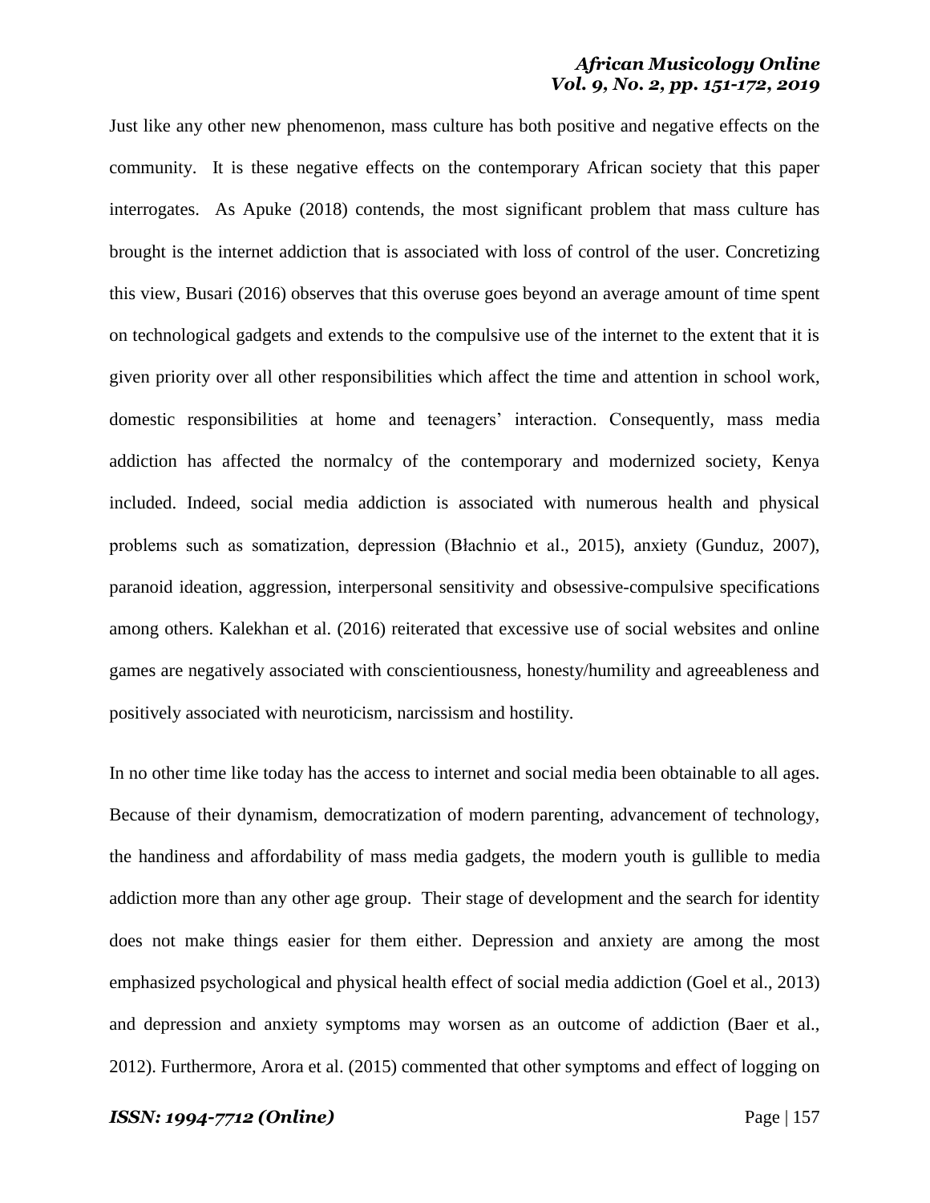Just like any other new phenomenon, mass culture has both positive and negative effects on the community. It is these negative effects on the contemporary African society that this paper interrogates. As Apuke (2018) contends, the most significant problem that mass culture has brought is the internet addiction that is associated with loss of control of the user. Concretizing this view, Busari (2016) observes that this overuse goes beyond an average amount of time spent on technological gadgets and extends to the compulsive use of the internet to the extent that it is given priority over all other responsibilities which affect the time and attention in school work, domestic responsibilities at home and teenagers' interaction. Consequently, mass media addiction has affected the normalcy of the contemporary and modernized society, Kenya included. Indeed, social media addiction is associated with numerous health and physical problems such as somatization, depression (Błachnio et al., 2015), anxiety (Gunduz, 2007), paranoid ideation, aggression, interpersonal sensitivity and obsessive-compulsive specifications among others. Kalekhan et al. (2016) reiterated that excessive use of social websites and online games are negatively associated with conscientiousness, honesty/humility and agreeableness and positively associated with neuroticism, narcissism and hostility.

In no other time like today has the access to internet and social media been obtainable to all ages. Because of their dynamism, democratization of modern parenting, advancement of technology, the handiness and affordability of mass media gadgets, the modern youth is gullible to media addiction more than any other age group. Their stage of development and the search for identity does not make things easier for them either. Depression and anxiety are among the most emphasized psychological and physical health effect of social media addiction (Goel et al., 2013) and depression and anxiety symptoms may worsen as an outcome of addiction (Baer et al., 2012). Furthermore, Arora et al. (2015) commented that other symptoms and effect of logging on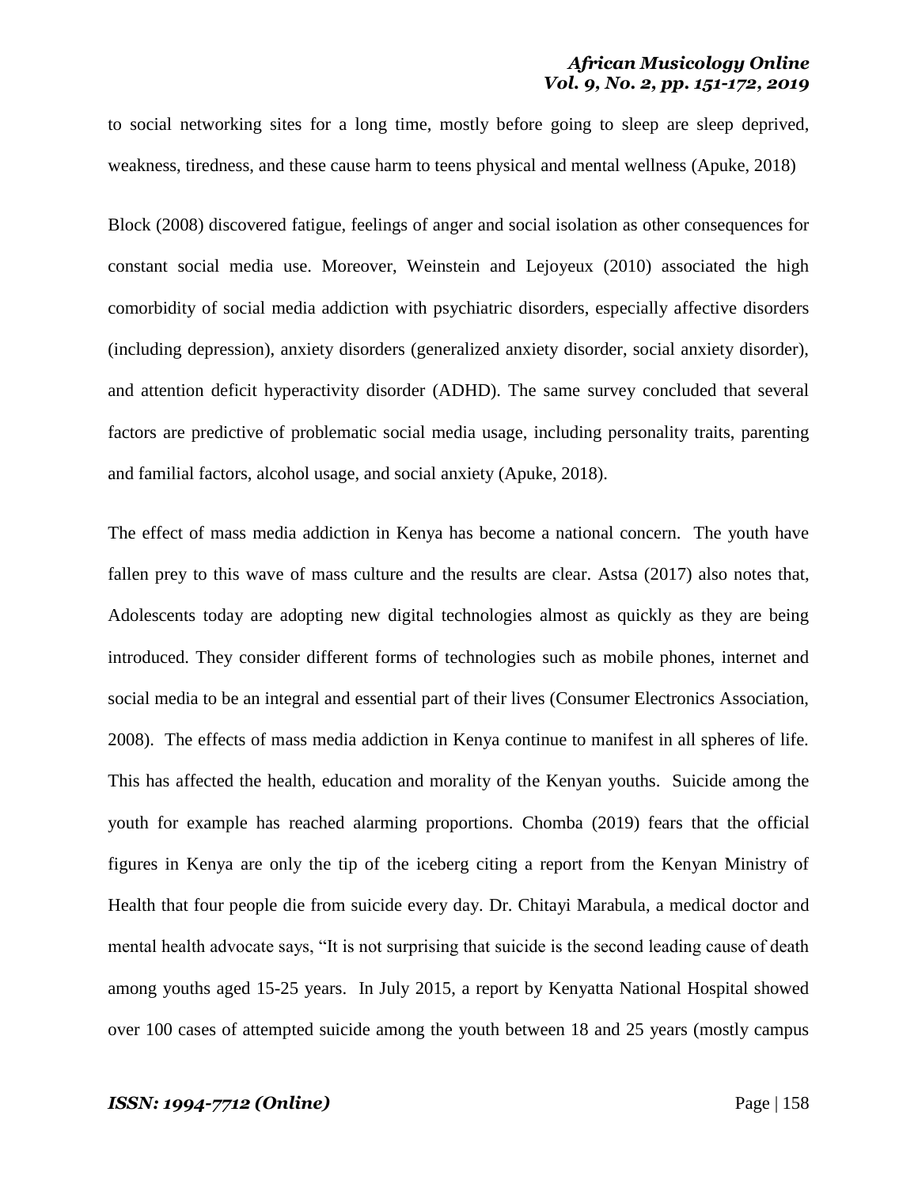to social networking sites for a long time, mostly before going to sleep are sleep deprived, weakness, tiredness, and these cause harm to teens physical and mental wellness (Apuke, 2018)

Block (2008) discovered fatigue, feelings of anger and social isolation as other consequences for constant social media use. Moreover, Weinstein and Lejoyeux (2010) associated the high comorbidity of social media addiction with psychiatric disorders, especially affective disorders (including depression), anxiety disorders (generalized anxiety disorder, social anxiety disorder), and attention deficit hyperactivity disorder (ADHD). The same survey concluded that several factors are predictive of problematic social media usage, including personality traits, parenting and familial factors, alcohol usage, and social anxiety (Apuke, 2018).

The effect of mass media addiction in Kenya has become a national concern. The youth have fallen prey to this wave of mass culture and the results are clear. Astsa (2017) also notes that, Adolescents today are adopting new digital technologies almost as quickly as they are being introduced. They consider different forms of technologies such as mobile phones, internet and social media to be an integral and essential part of their lives (Consumer Electronics Association, 2008). The effects of mass media addiction in Kenya continue to manifest in all spheres of life. This has affected the health, education and morality of the Kenyan youths. Suicide among the youth for example has reached alarming proportions. Chomba (2019) fears that the official figures in Kenya are only the tip of the iceberg citing a report from the Kenyan Ministry of Health that four people die from suicide every day. Dr. Chitayi Marabula, a medical doctor and mental health advocate says, "It is not surprising that suicide is the second leading cause of death among youths aged 15-25 years. In July 2015, a report by Kenyatta National Hospital showed over 100 cases of attempted suicide among the youth between 18 and 25 years (mostly campus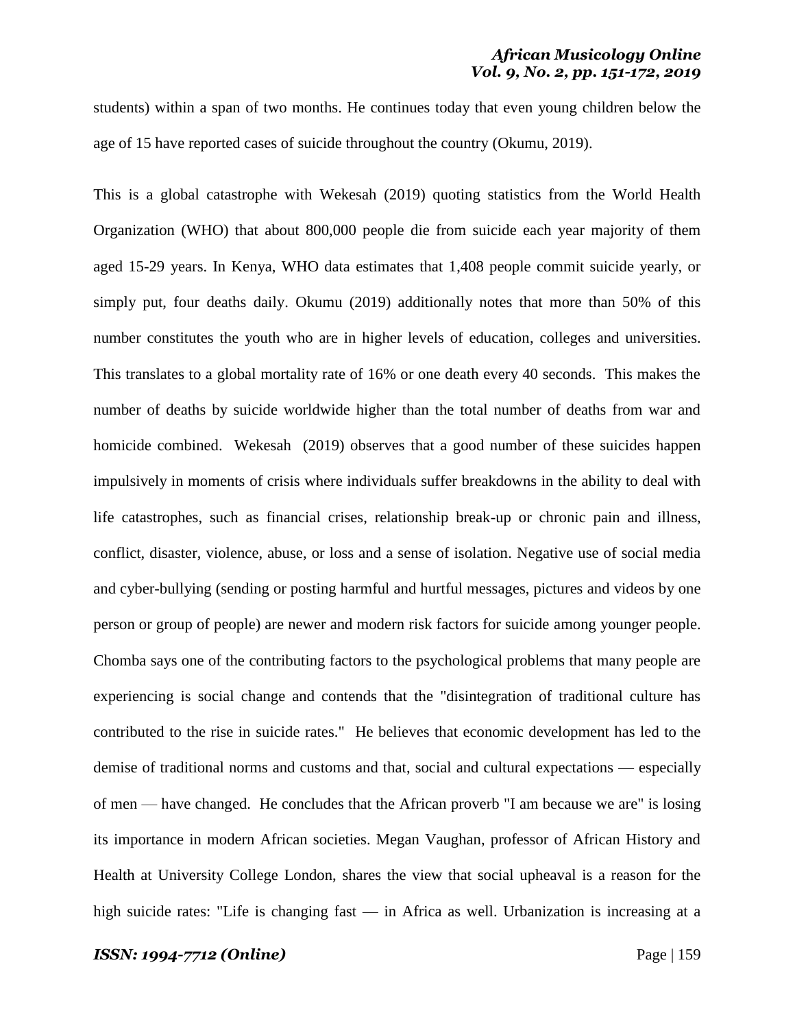students) within a span of two months. He continues today that even young children below the age of 15 have reported cases of suicide throughout the country (Okumu, 2019).

This is a global catastrophe with Wekesah (2019) quoting statistics from the World Health Organization (WHO) that about 800,000 people die from suicide each year majority of them aged 15-29 years. In Kenya, WHO data estimates that 1,408 people commit suicide yearly, or simply put, four deaths daily. Okumu (2019) additionally notes that more than 50% of this number constitutes the youth who are in higher levels of education, colleges and universities. This translates to a global mortality rate of 16% or one death every 40 seconds. This makes the number of deaths by suicide worldwide higher than the total number of deaths from war and homicide combined. Wekesah (2019) observes that a good number of these suicides happen impulsively in moments of crisis where individuals suffer breakdowns in the ability to deal with life catastrophes, such as financial crises, relationship break-up or chronic pain and illness, conflict, disaster, violence, abuse, or loss and a sense of isolation. Negative use of social media and cyber-bullying (sending or posting harmful and hurtful messages, pictures and videos by one person or group of people) are newer and modern risk factors for suicide among younger people. Chomba says one of the contributing factors to the psychological problems that many people are experiencing is social change and contends that the "disintegration of traditional culture has contributed to the rise in suicide rates." He believes that economic development has led to the demise of traditional norms and customs and that, social and cultural expectations — especially of men — have changed. He concludes that the African proverb "I am because we are" is losing its importance in modern African societies. Megan Vaughan, professor of African History and Health at University College London, shares the view that social upheaval is a reason for the high suicide rates: "Life is changing fast — in Africa as well. Urbanization is increasing at a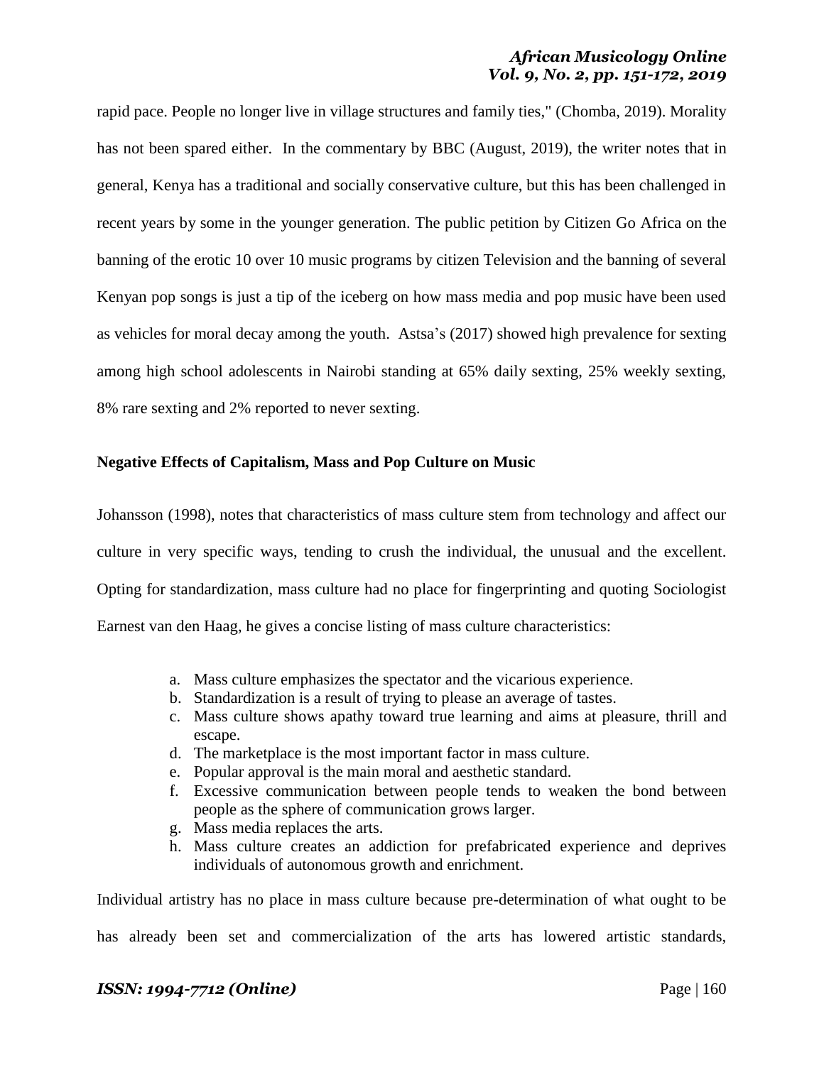rapid pace. People no longer live in village structures and family ties," (Chomba, 2019). Morality has not been spared either. In the commentary by BBC (August, 2019), the writer notes that in general, Kenya has a traditional and socially conservative culture, but this has been challenged in recent years by some in the younger generation. The public petition by Citizen Go Africa on the banning of the erotic 10 over 10 music programs by citizen Television and the banning of several Kenyan pop songs is just a tip of the iceberg on how mass media and pop music have been used as vehicles for moral decay among the youth. Astsa's (2017) showed high prevalence for sexting among high school adolescents in Nairobi standing at 65% daily sexting, 25% weekly sexting, 8% rare sexting and 2% reported to never sexting.

**Negative Effects of Capitalism, Mass and Pop Culture on Music**

Johansson (1998), notes that characteristics of mass culture stem from technology and affect our culture in very specific ways, tending to crush the individual, the unusual and the excellent. Opting for standardization, mass culture had no place for fingerprinting and quoting Sociologist Earnest van den Haag, he gives a concise listing of mass culture characteristics:

a. Mass culture emphasizes the spectator and the vicarious experience.
b. Standardization is a result of trying to please an average of tastes.
c. Mass culture shows apathy toward true learning and aims at pleasure, thrill and escape.
d. The marketplace is the most important factor in mass culture.
e. Popular approval is the main moral and aesthetic standard.
f. Excessive communication between people tends to weaken the bond between people as the sphere of communication grows larger.
g. Mass media replaces the arts.
h. Mass culture creates an addiction for prefabricated experience and deprives individuals of autonomous growth and enrichment.

Individual artistry has no place in mass culture because pre-determination of what ought to be has already been set and commercialization of the arts has lowered artistic standards,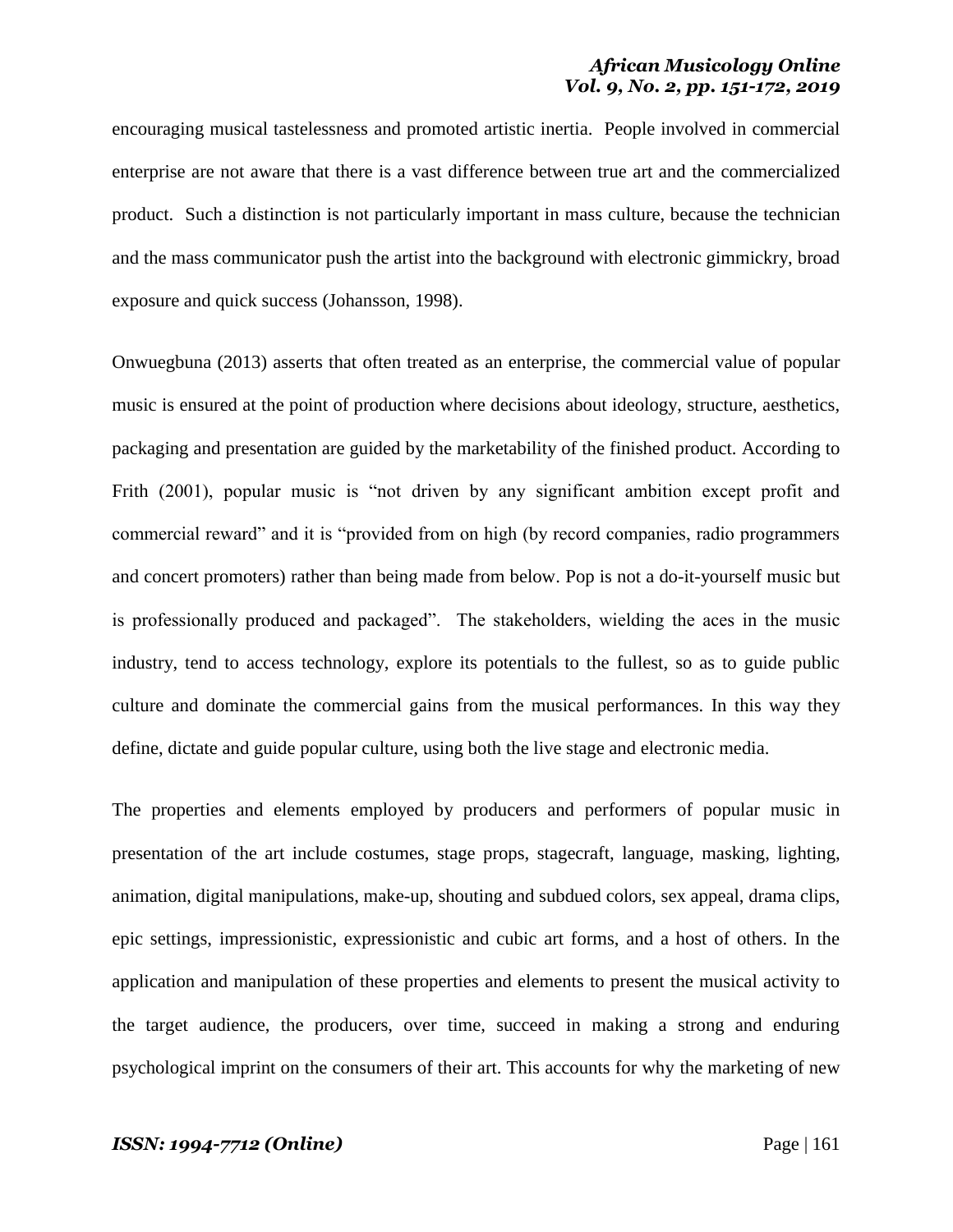encouraging musical tastelessness and promoted artistic inertia. People involved in commercial enterprise are not aware that there is a vast difference between true art and the commercialized product. Such a distinction is not particularly important in mass culture, because the technician and the mass communicator push the artist into the background with electronic gimmickry, broad exposure and quick success (Johansson, 1998).

Onwuegbuna (2013) asserts that often treated as an enterprise, the commercial value of popular music is ensured at the point of production where decisions about ideology, structure, aesthetics, packaging and presentation are guided by the marketability of the finished product. According to Frith (2001), popular music is "not driven by any significant ambition except profit and commercial reward" and it is "provided from on high (by record companies, radio programmers and concert promoters) rather than being made from below. Pop is not a do-it-yourself music but is professionally produced and packaged". The stakeholders, wielding the aces in the music industry, tend to access technology, explore its potentials to the fullest, so as to guide public culture and dominate the commercial gains from the musical performances. In this way they define, dictate and guide popular culture, using both the live stage and electronic media.

The properties and elements employed by producers and performers of popular music in presentation of the art include costumes, stage props, stagecraft, language, masking, lighting, animation, digital manipulations, make-up, shouting and subdued colors, sex appeal, drama clips, epic settings, impressionistic, expressionistic and cubic art forms, and a host of others. In the application and manipulation of these properties and elements to present the musical activity to the target audience, the producers, over time, succeed in making a strong and enduring psychological imprint on the consumers of their art. This accounts for why the marketing of new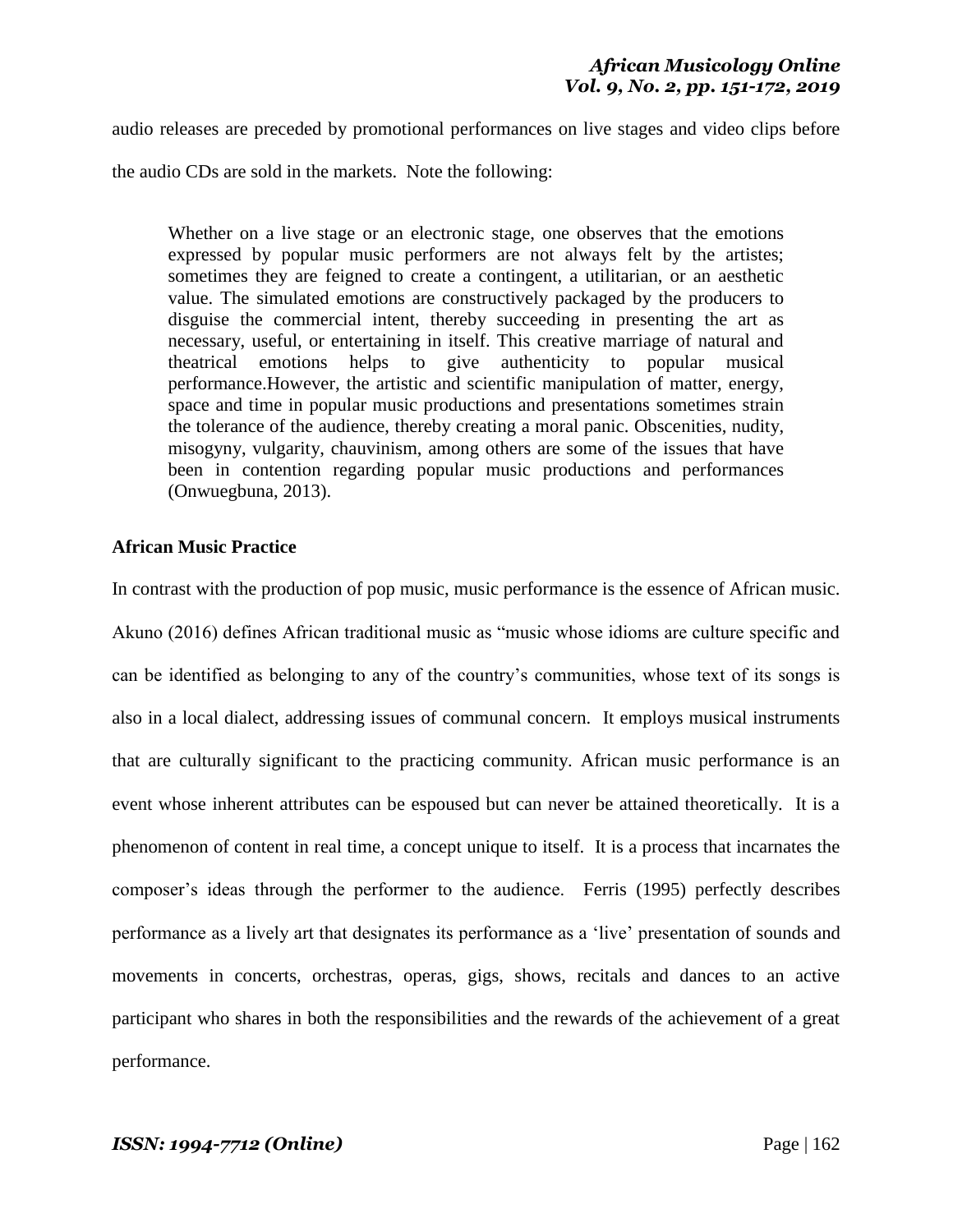audio releases are preceded by promotional performances on live stages and video clips before the audio CDs are sold in the markets. Note the following:

> Whether on a live stage or an electronic stage, one observes that the emotions expressed by popular music performers are not always felt by the artistes; sometimes they are feigned to create a contingent, a utilitarian, or an aesthetic value. The simulated emotions are constructively packaged by the producers to disguise the commercial intent, thereby succeeding in presenting the art as necessary, useful, or entertaining in itself. This creative marriage of natural and theatrical emotions helps to give authenticity to popular musical performance.However, the artistic and scientific manipulation of matter, energy, space and time in popular music productions and presentations sometimes strain the tolerance of the audience, thereby creating a moral panic. Obscenities, nudity, misogyny, vulgarity, chauvinism, among others are some of the issues that have been in contention regarding popular music productions and performances (Onwuegbuna, 2013).

**African Music Practice**

In contrast with the production of pop music, music performance is the essence of African music. Akuno (2016) defines African traditional music as "music whose idioms are culture specific and can be identified as belonging to any of the country's communities, whose text of its songs is also in a local dialect, addressing issues of communal concern. It employs musical instruments that are culturally significant to the practicing community. African music performance is an event whose inherent attributes can be espoused but can never be attained theoretically. It is a phenomenon of content in real time, a concept unique to itself. It is a process that incarnates the composer's ideas through the performer to the audience. Ferris (1995) perfectly describes performance as a lively art that designates its performance as a 'live' presentation of sounds and movements in concerts, orchestras, operas, gigs, shows, recitals and dances to an active participant who shares in both the responsibilities and the rewards of the achievement of a great performance.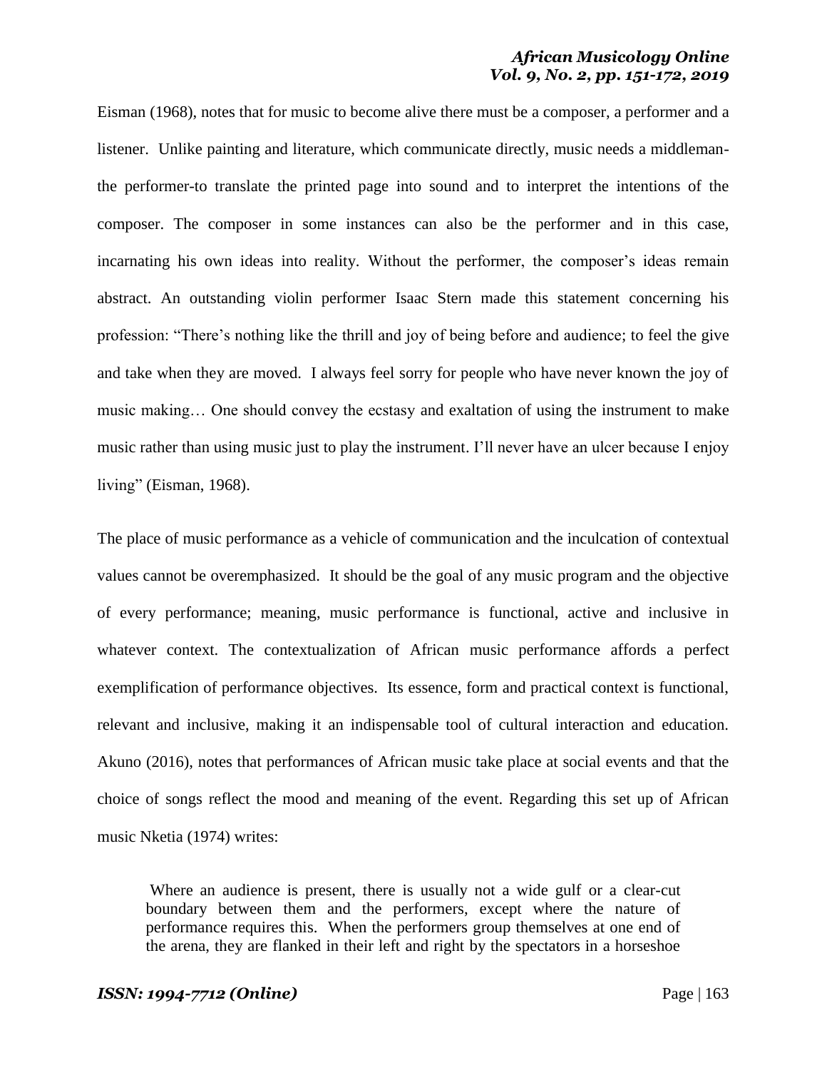Eisman (1968), notes that for music to become alive there must be a composer, a performer and a listener. Unlike painting and literature, which communicate directly, music needs a middleman-the performer-to translate the printed page into sound and to interpret the intentions of the composer. The composer in some instances can also be the performer and in this case, incarnating his own ideas into reality. Without the performer, the composer's ideas remain abstract. An outstanding violin performer Isaac Stern made this statement concerning his profession: "There's nothing like the thrill and joy of being before and audience; to feel the give and take when they are moved. I always feel sorry for people who have never known the joy of music making… One should convey the ecstasy and exaltation of using the instrument to make music rather than using music just to play the instrument. I'll never have an ulcer because I enjoy living" (Eisman, 1968).

The place of music performance as a vehicle of communication and the inculcation of contextual values cannot be overemphasized. It should be the goal of any music program and the objective of every performance; meaning, music performance is functional, active and inclusive in whatever context. The contextualization of African music performance affords a perfect exemplification of performance objectives. Its essence, form and practical context is functional, relevant and inclusive, making it an indispensable tool of cultural interaction and education. Akuno (2016), notes that performances of African music take place at social events and that the choice of songs reflect the mood and meaning of the event. Regarding this set up of African music Nketia (1974) writes:

> Where an audience is present, there is usually not a wide gulf or a clear-cut boundary between them and the performers, except where the nature of performance requires this. When the performers group themselves at one end of the arena, they are flanked in their left and right by the spectators in a horseshoe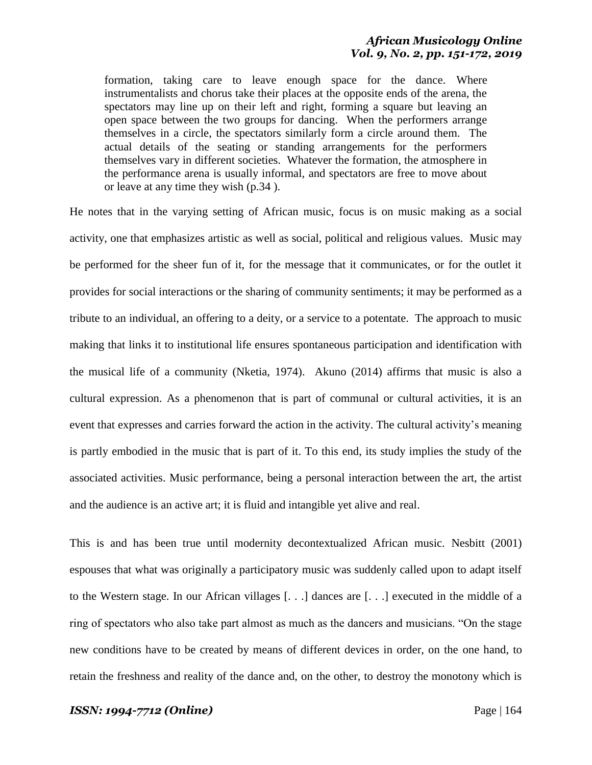> formation, taking care to leave enough space for the dance. Where instrumentalists and chorus take their places at the opposite ends of the arena, the spectators may line up on their left and right, forming a square but leaving an open space between the two groups for dancing. When the performers arrange themselves in a circle, the spectators similarly form a circle around them. The actual details of the seating or standing arrangements for the performers themselves vary in different societies. Whatever the formation, the atmosphere in the performance arena is usually informal, and spectators are free to move about or leave at any time they wish (p.34 ).

He notes that in the varying setting of African music, focus is on music making as a social activity, one that emphasizes artistic as well as social, political and religious values. Music may be performed for the sheer fun of it, for the message that it communicates, or for the outlet it provides for social interactions or the sharing of community sentiments; it may be performed as a tribute to an individual, an offering to a deity, or a service to a potentate. The approach to music making that links it to institutional life ensures spontaneous participation and identification with the musical life of a community (Nketia, 1974). Akuno (2014) affirms that music is also a cultural expression. As a phenomenon that is part of communal or cultural activities, it is an event that expresses and carries forward the action in the activity. The cultural activity's meaning is partly embodied in the music that is part of it. To this end, its study implies the study of the associated activities. Music performance, being a personal interaction between the art, the artist and the audience is an active art; it is fluid and intangible yet alive and real.

This is and has been true until modernity decontextualized African music. Nesbitt (2001) espouses that what was originally a participatory music was suddenly called upon to adapt itself to the Western stage. In our African villages [. . .] dances are [. . .] executed in the middle of a ring of spectators who also take part almost as much as the dancers and musicians. "On the stage new conditions have to be created by means of different devices in order, on the one hand, to retain the freshness and reality of the dance and, on the other, to destroy the monotony which is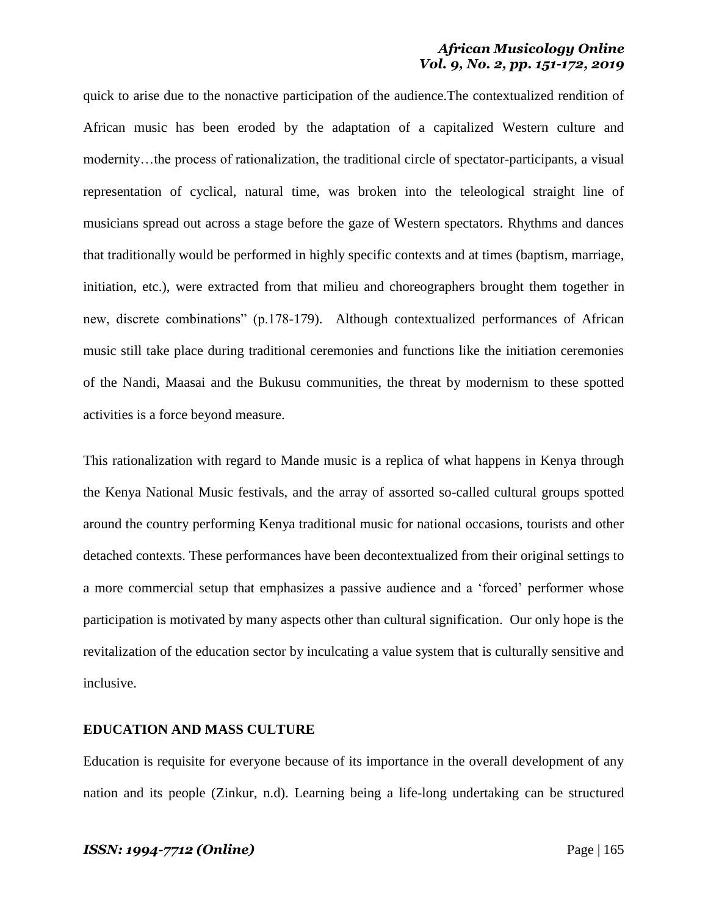quick to arise due to the nonactive participation of the audience.The contextualized rendition of African music has been eroded by the adaptation of a capitalized Western culture and modernity…the process of rationalization, the traditional circle of spectator-participants, a visual representation of cyclical, natural time, was broken into the teleological straight line of musicians spread out across a stage before the gaze of Western spectators. Rhythms and dances that traditionally would be performed in highly specific contexts and at times (baptism, marriage, initiation, etc.), were extracted from that milieu and choreographers brought them together in new, discrete combinations" (p.178-179). Although contextualized performances of African music still take place during traditional ceremonies and functions like the initiation ceremonies of the Nandi, Maasai and the Bukusu communities, the threat by modernism to these spotted activities is a force beyond measure.

This rationalization with regard to Mande music is a replica of what happens in Kenya through the Kenya National Music festivals, and the array of assorted so-called cultural groups spotted around the country performing Kenya traditional music for national occasions, tourists and other detached contexts. These performances have been decontextualized from their original settings to a more commercial setup that emphasizes a passive audience and a 'forced' performer whose participation is motivated by many aspects other than cultural signification. Our only hope is the revitalization of the education sector by inculcating a value system that is culturally sensitive and inclusive.

## EDUCATION AND MASS CULTURE

Education is requisite for everyone because of its importance in the overall development of any nation and its people (Zinkur, n.d). Learning being a life-long undertaking can be structured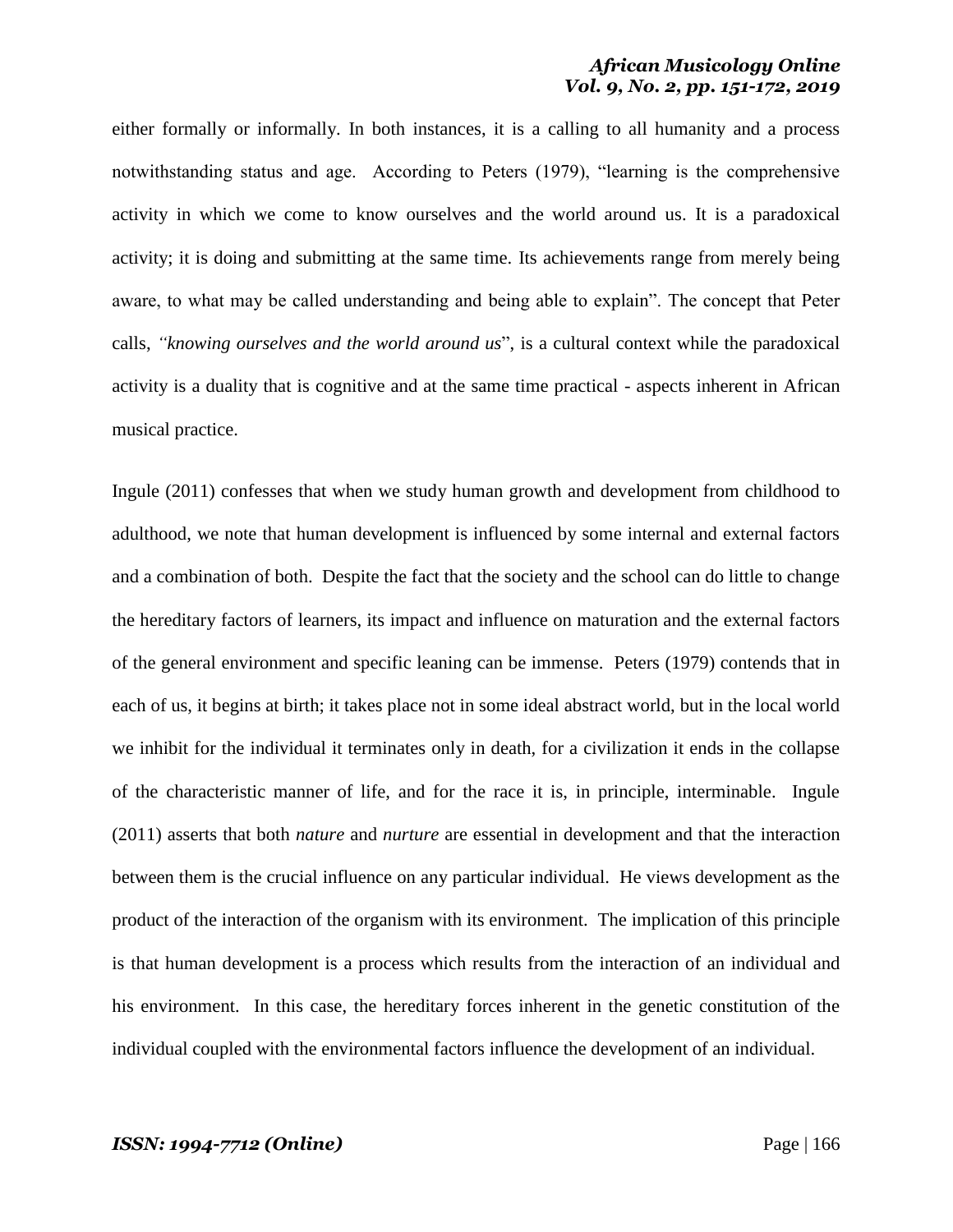either formally or informally. In both instances, it is a calling to all humanity and a process notwithstanding status and age. According to Peters (1979), "learning is the comprehensive activity in which we come to know ourselves and the world around us. It is a paradoxical activity; it is doing and submitting at the same time. Its achievements range from merely being aware, to what may be called understanding and being able to explain". The concept that Peter calls, *"knowing ourselves and the world around us*", is a cultural context while the paradoxical activity is a duality that is cognitive and at the same time practical - aspects inherent in African musical practice.

Ingule (2011) confesses that when we study human growth and development from childhood to adulthood, we note that human development is influenced by some internal and external factors and a combination of both. Despite the fact that the society and the school can do little to change the hereditary factors of learners, its impact and influence on maturation and the external factors of the general environment and specific leaning can be immense. Peters (1979) contends that in each of us, it begins at birth; it takes place not in some ideal abstract world, but in the local world we inhibit for the individual it terminates only in death, for a civilization it ends in the collapse of the characteristic manner of life, and for the race it is, in principle, interminable. Ingule (2011) asserts that both *nature* and *nurture* are essential in development and that the interaction between them is the crucial influence on any particular individual. He views development as the product of the interaction of the organism with its environment. The implication of this principle is that human development is a process which results from the interaction of an individual and his environment. In this case, the hereditary forces inherent in the genetic constitution of the individual coupled with the environmental factors influence the development of an individual.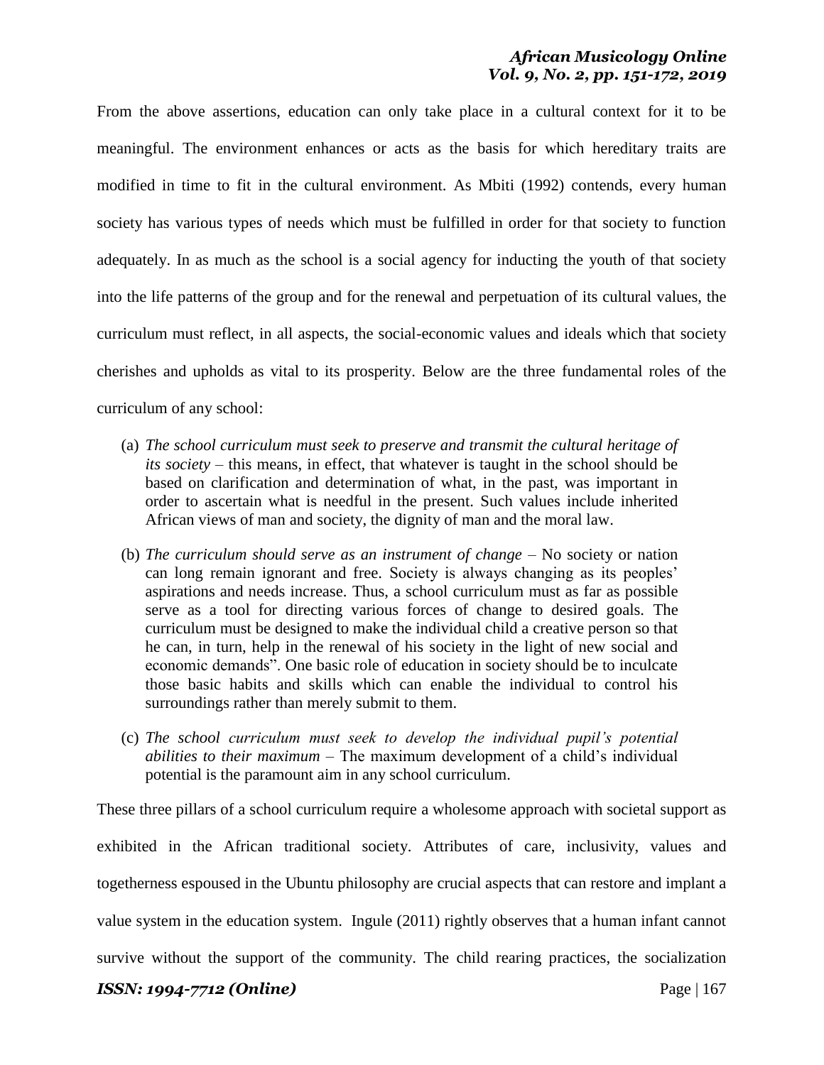From the above assertions, education can only take place in a cultural context for it to be meaningful. The environment enhances or acts as the basis for which hereditary traits are modified in time to fit in the cultural environment. As Mbiti (1992) contends, every human society has various types of needs which must be fulfilled in order for that society to function adequately. In as much as the school is a social agency for inducting the youth of that society into the life patterns of the group and for the renewal and perpetuation of its cultural values, the curriculum must reflect, in all aspects, the social-economic values and ideals which that society cherishes and upholds as vital to its prosperity. Below are the three fundamental roles of the curriculum of any school:

(a) *The school curriculum must seek to preserve and transmit the cultural heritage of its society* – this means, in effect, that whatever is taught in the school should be based on clarification and determination of what, in the past, was important in order to ascertain what is needful in the present. Such values include inherited African views of man and society, the dignity of man and the moral law.

(b) *The curriculum should serve as an instrument of change* – No society or nation can long remain ignorant and free. Society is always changing as its peoples' aspirations and needs increase. Thus, a school curriculum must as far as possible serve as a tool for directing various forces of change to desired goals. The curriculum must be designed to make the individual child a creative person so that he can, in turn, help in the renewal of his society in the light of new social and economic demands". One basic role of education in society should be to inculcate those basic habits and skills which can enable the individual to control his surroundings rather than merely submit to them.

(c) *The school curriculum must seek to develop the individual pupil's potential abilities to their maximum* – The maximum development of a child's individual potential is the paramount aim in any school curriculum.

These three pillars of a school curriculum require a wholesome approach with societal support as exhibited in the African traditional society. Attributes of care, inclusivity, values and togetherness espoused in the Ubuntu philosophy are crucial aspects that can restore and implant a value system in the education system. Ingule (2011) rightly observes that a human infant cannot survive without the support of the community. The child rearing practices, the socialization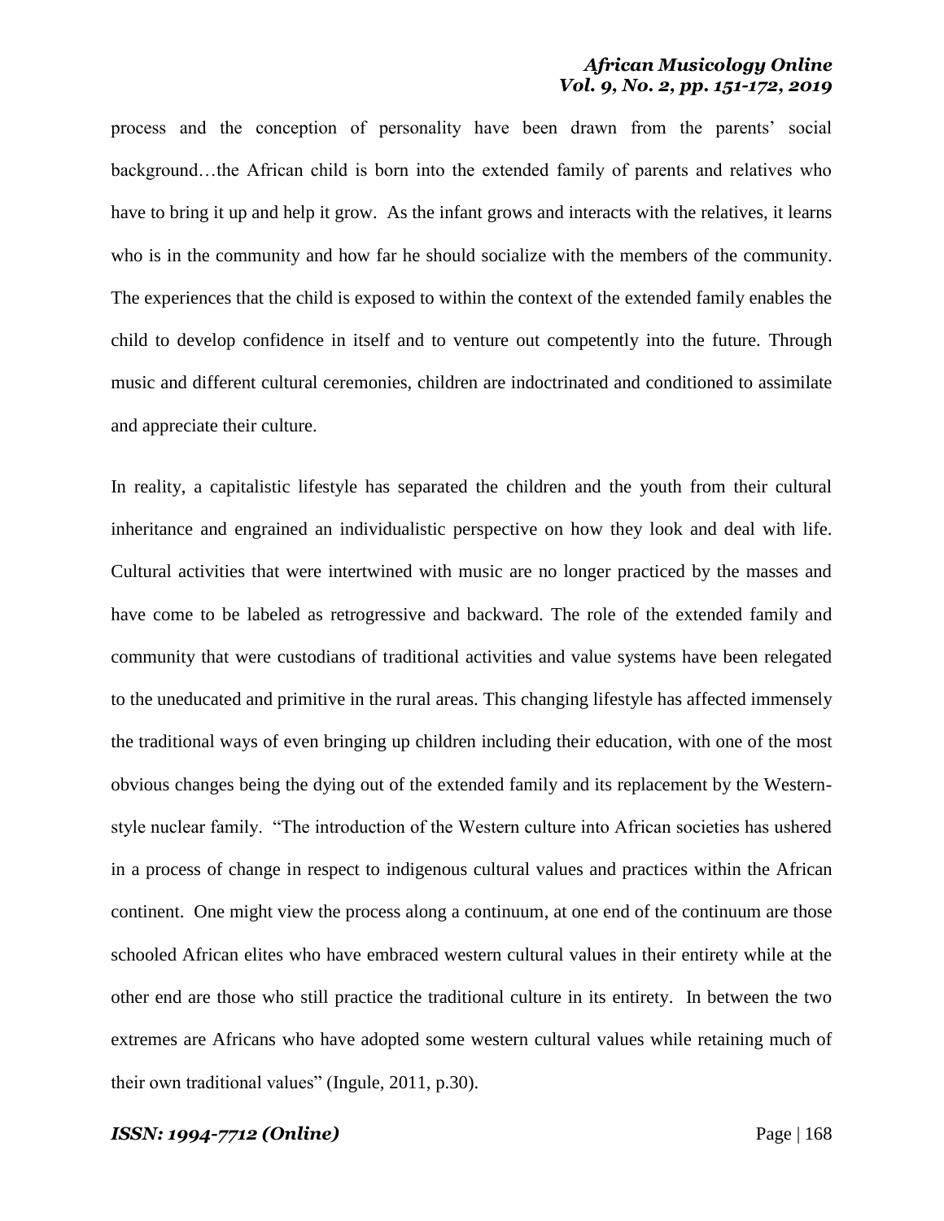process and the conception of personality have been drawn from the parents' social background…the African child is born into the extended family of parents and relatives who have to bring it up and help it grow. As the infant grows and interacts with the relatives, it learns who is in the community and how far he should socialize with the members of the community. The experiences that the child is exposed to within the context of the extended family enables the child to develop confidence in itself and to venture out competently into the future. Through music and different cultural ceremonies, children are indoctrinated and conditioned to assimilate and appreciate their culture.

In reality, a capitalistic lifestyle has separated the children and the youth from their cultural inheritance and engrained an individualistic perspective on how they look and deal with life. Cultural activities that were intertwined with music are no longer practiced by the masses and have come to be labeled as retrogressive and backward. The role of the extended family and community that were custodians of traditional activities and value systems have been relegated to the uneducated and primitive in the rural areas. This changing lifestyle has affected immensely the traditional ways of even bringing up children including their education, with one of the most obvious changes being the dying out of the extended family and its replacement by the Western-style nuclear family. "The introduction of the Western culture into African societies has ushered in a process of change in respect to indigenous cultural values and practices within the African continent. One might view the process along a continuum, at one end of the continuum are those schooled African elites who have embraced western cultural values in their entirety while at the other end are those who still practice the traditional culture in its entirety. In between the two extremes are Africans who have adopted some western cultural values while retaining much of their own traditional values" (Ingule, 2011, p.30).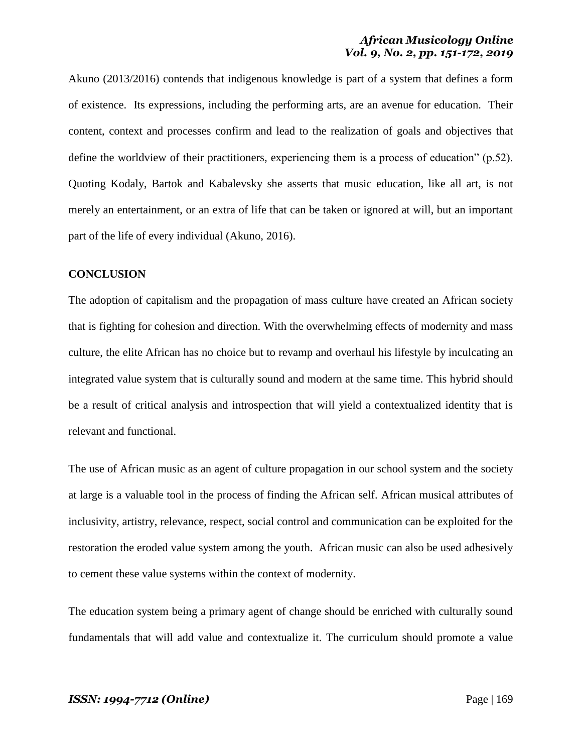Akuno (2013/2016) contends that indigenous knowledge is part of a system that defines a form of existence. Its expressions, including the performing arts, are an avenue for education. Their content, context and processes confirm and lead to the realization of goals and objectives that define the worldview of their practitioners, experiencing them is a process of education" (p.52). Quoting Kodaly, Bartok and Kabalevsky she asserts that music education, like all art, is not merely an entertainment, or an extra of life that can be taken or ignored at will, but an important part of the life of every individual (Akuno, 2016).

## CONCLUSION

The adoption of capitalism and the propagation of mass culture have created an African society that is fighting for cohesion and direction. With the overwhelming effects of modernity and mass culture, the elite African has no choice but to revamp and overhaul his lifestyle by inculcating an integrated value system that is culturally sound and modern at the same time. This hybrid should be a result of critical analysis and introspection that will yield a contextualized identity that is relevant and functional.

The use of African music as an agent of culture propagation in our school system and the society at large is a valuable tool in the process of finding the African self. African musical attributes of inclusivity, artistry, relevance, respect, social control and communication can be exploited for the restoration the eroded value system among the youth. African music can also be used adhesively to cement these value systems within the context of modernity.

The education system being a primary agent of change should be enriched with culturally sound fundamentals that will add value and contextualize it. The curriculum should promote a value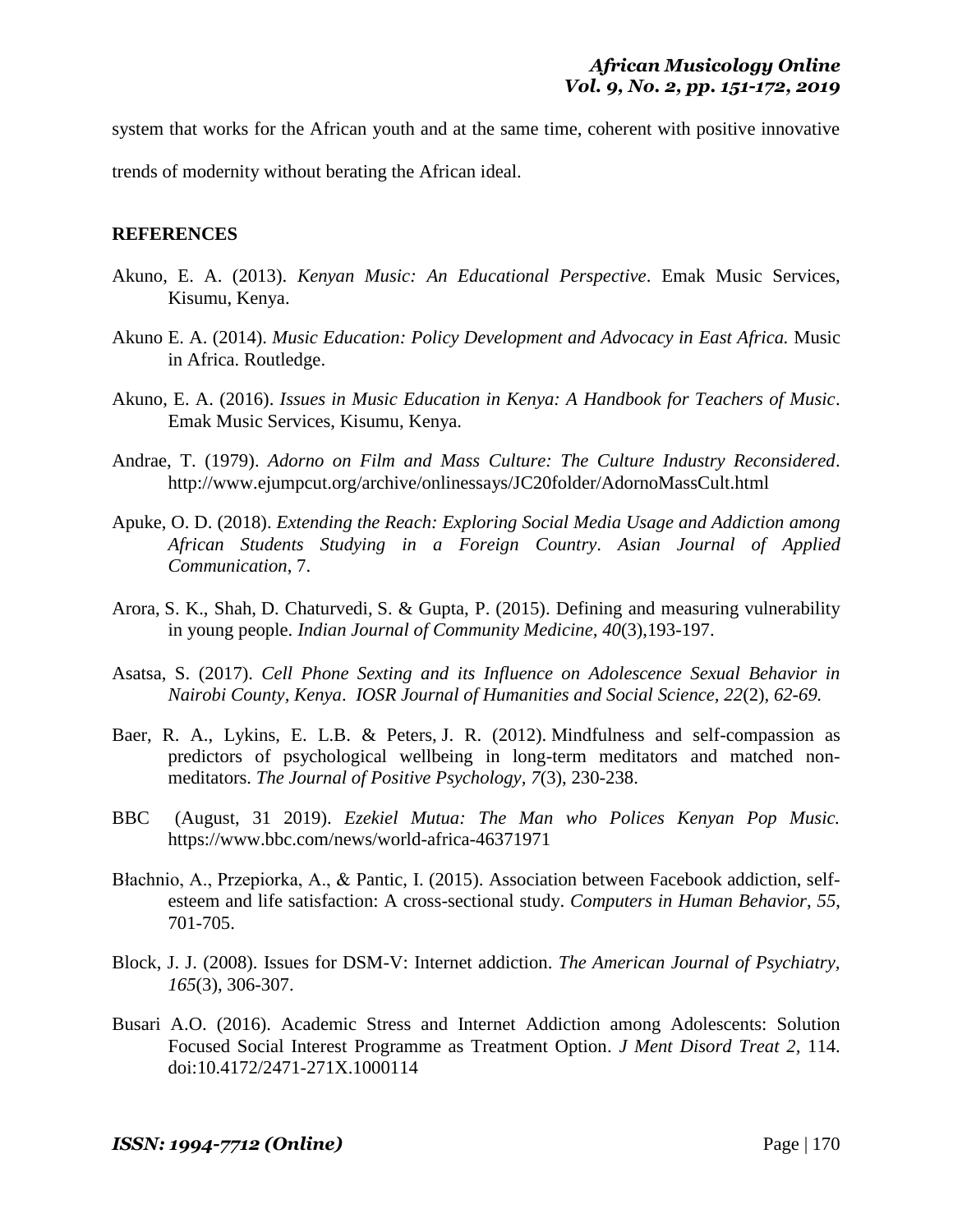system that works for the African youth and at the same time, coherent with positive innovative trends of modernity without berating the African ideal.

**REFERENCES**

Akuno, E. A. (2013). *Kenyan Music: An Educational Perspective*. Emak Music Services, Kisumu, Kenya.

Akuno E. A. (2014). *Music Education: Policy Development and Advocacy in East Africa.* Music in Africa. Routledge.

Akuno, E. A. (2016). *Issues in Music Education in Kenya: A Handbook for Teachers of Music*. Emak Music Services, Kisumu, Kenya.

Andrae, T. (1979). *Adorno on Film and Mass Culture: The Culture Industry Reconsidered*. http://www.ejumpcut.org/archive/onlinessays/JC20folder/AdornoMassCult.html

Apuke, O. D. (2018). *Extending the Reach: Exploring Social Media Usage and Addiction among African Students Studying in a Foreign Country*. *Asian Journal of Applied Communication*, 7.

Arora, S. K., Shah, D. Chaturvedi, S. & Gupta, P. (2015). Defining and measuring vulnerability in young people. *Indian Journal of Community Medicine, 40*(3),193-197.

Asatsa, S. (2017). *Cell Phone Sexting and its Influence on Adolescence Sexual Behavior in Nairobi County, Kenya*. *IOSR Journal of Humanities and Social Science, 22*(2), *62-69.*

Baer, R. A., Lykins, E. L.B. & Peters, J. R. (2012). Mindfulness and self-compassion as predictors of psychological wellbeing in long-term meditators and matched non-meditators. *The Journal of Positive Psychology, 7*(3), 230-238.

BBC (August, 31 2019). *Ezekiel Mutua: The Man who Polices Kenyan Pop Music.* https://www.bbc.com/news/world-africa-46371971

Błachnio, A., Przepiorka, A., & Pantic, I. (2015). Association between Facebook addiction, self-esteem and life satisfaction: A cross-sectional study. *Computers in Human Behavior*, *55*, 701-705.

Block, J. J. (2008). Issues for DSM-V: Internet addiction. *The American Journal of Psychiatry*, *165*(3), 306-307.

Busari A.O. (2016). Academic Stress and Internet Addiction among Adolescents: Solution Focused Social Interest Programme as Treatment Option. *J Ment Disord Treat 2*, 114. doi:10.4172/2471-271X.1000114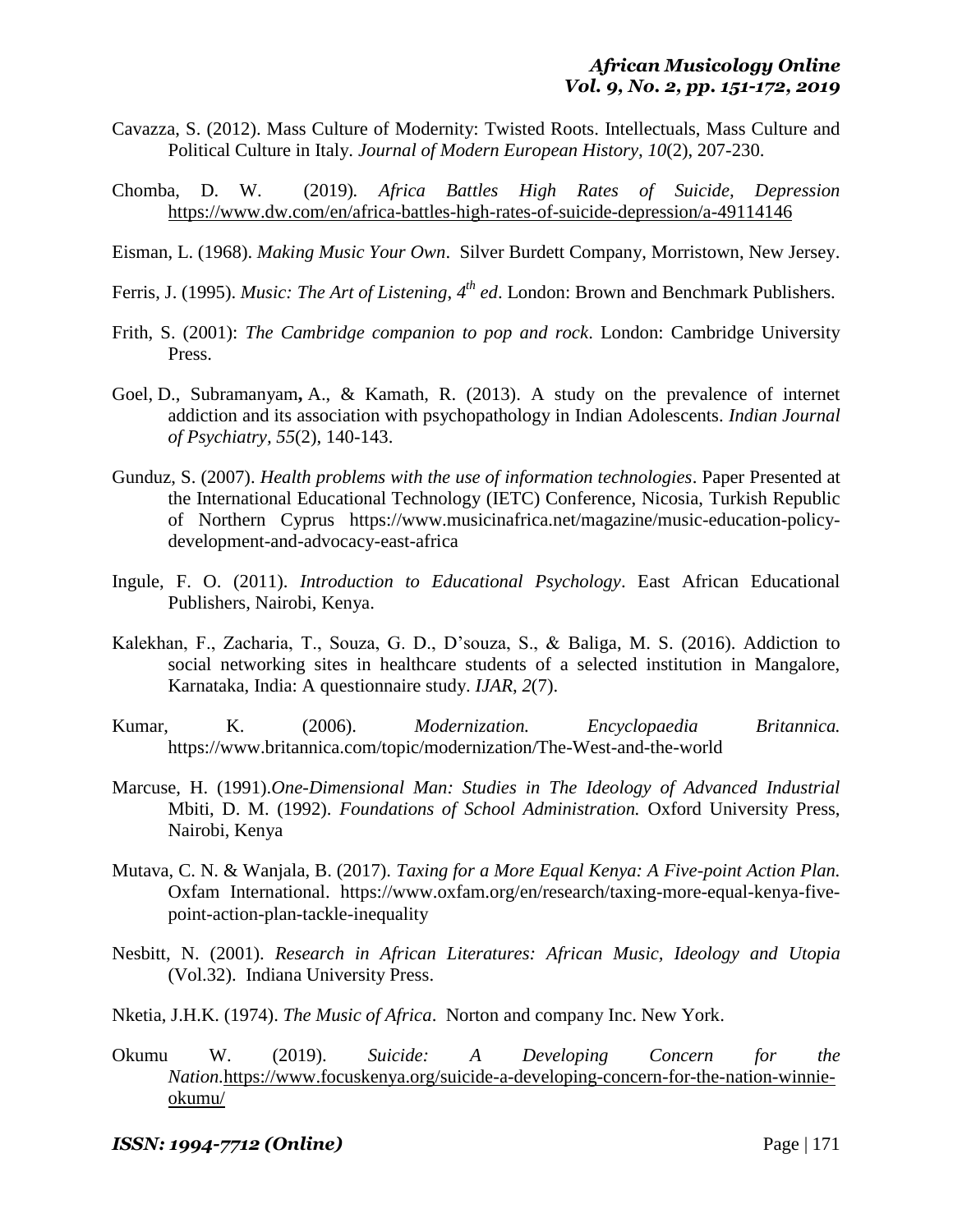Cavazza, S. (2012). Mass Culture of Modernity: Twisted Roots. Intellectuals, Mass Culture and Political Culture in Italy. *Journal of Modern European History, 10*(2), 207-230.

Chomba, D. W. (2019). *Africa Battles High Rates of Suicide, Depression* https://www.dw.com/en/africa-battles-high-rates-of-suicide-depression/a-49114146

Eisman, L. (1968). *Making Music Your Own*. Silver Burdett Company, Morristown, New Jersey.

Ferris, J. (1995). *Music: The Art of Listening, 4th ed*. London: Brown and Benchmark Publishers.

Frith, S. (2001): *The Cambridge companion to pop and rock*. London: Cambridge University Press.

Goel, D., Subramanyam**,** A., & Kamath, R. (2013). A study on the prevalence of internet addiction and its association with psychopathology in Indian Adolescents. *Indian Journal of Psychiatry, 55*(2), 140-143.

Gunduz, S. (2007). *Health problems with the use of information technologies*. Paper Presented at the International Educational Technology (IETC) Conference, Nicosia, Turkish Republic of Northern Cyprus https://www.musicinafrica.net/magazine/music-education-policy-development-and-advocacy-east-africa

Ingule, F. O. (2011). *Introduction to Educational Psychology*. East African Educational Publishers, Nairobi, Kenya.

Kalekhan, F., Zacharia, T., Souza, G. D., D'souza, S., & Baliga, M. S. (2016). Addiction to social networking sites in healthcare students of a selected institution in Mangalore, Karnataka, India: A questionnaire study. *IJAR*, *2*(7).

Kumar, K. (2006). *Modernization. Encyclopaedia Britannica.* https://www.britannica.com/topic/modernization/The-West-and-the-world

Marcuse, H. (1991).*One-Dimensional Man: Studies in The Ideology of Advanced Industrial* Mbiti, D. M. (1992). *Foundations of School Administration.* Oxford University Press, Nairobi, Kenya

Mutava, C. N. & Wanjala, B. (2017). *Taxing for a More Equal Kenya: A Five-point Action Plan.* Oxfam International. https://www.oxfam.org/en/research/taxing-more-equal-kenya-five-point-action-plan-tackle-inequality

Nesbitt, N. (2001). *Research in African Literatures: African Music, Ideology and Utopia* (Vol.32). Indiana University Press.

Nketia, J.H.K. (1974). *The Music of Africa*. Norton and company Inc. New York.

Okumu W. (2019). *Suicide: A Developing Concern for the Nation.*https://www.focuskenya.org/suicide-a-developing-concern-for-the-nation-winnie-okumu/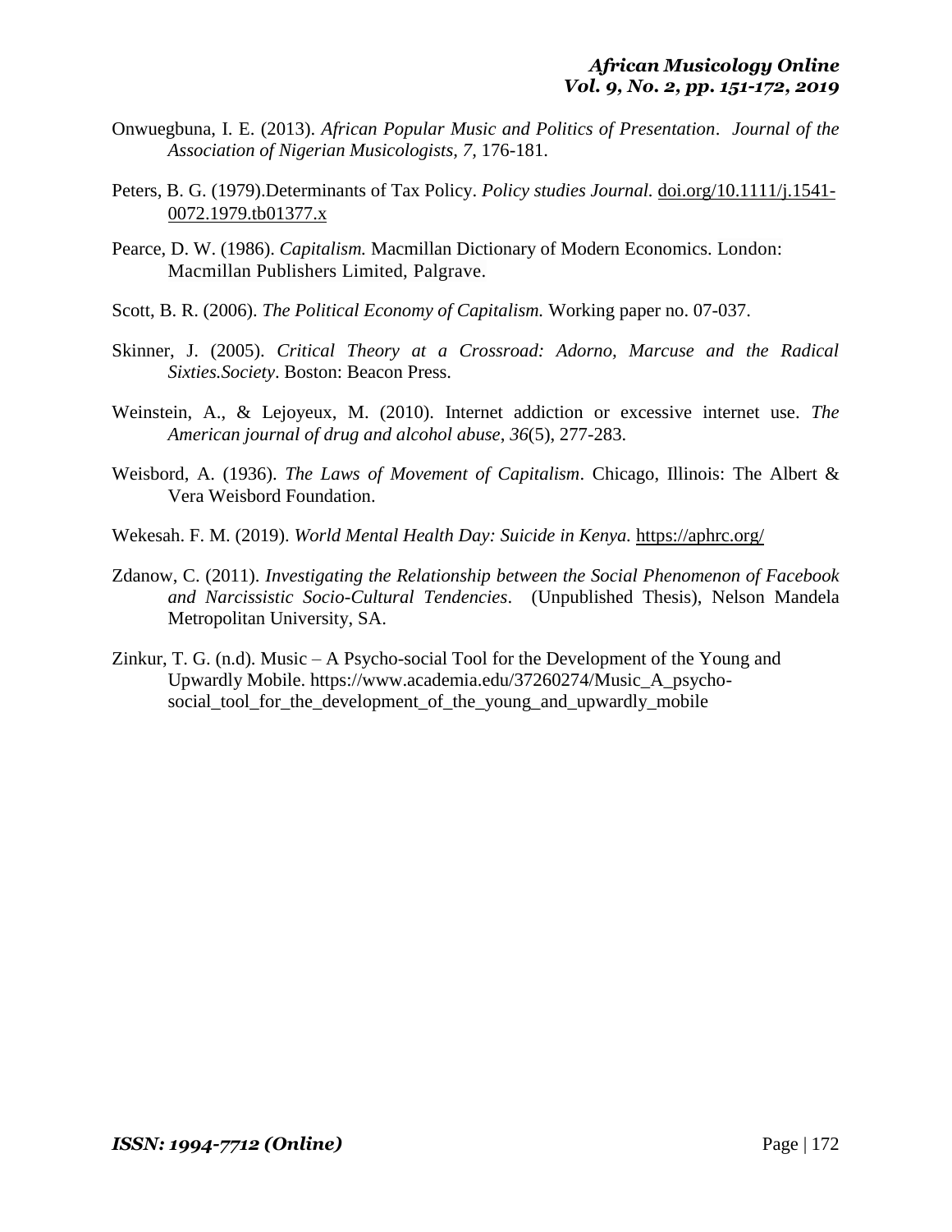Onwuegbuna, I. E. (2013). *African Popular Music and Politics of Presentation*. *Journal of the Association of Nigerian Musicologists, 7*, 176-181.

Peters, B. G. (1979).Determinants of Tax Policy. *Policy studies Journal.* doi.org/10.1111/j.1541-0072.1979.tb01377.x

Pearce, D. W. (1986). *Capitalism.* Macmillan Dictionary of Modern Economics. London: Macmillan Publishers Limited, Palgrave.

Scott, B. R. (2006). *The Political Economy of Capitalism.* Working paper no. 07-037.

Skinner, J. (2005). *Critical Theory at a Crossroad: Adorno, Marcuse and the Radical Sixties.Society*. Boston: Beacon Press.

Weinstein, A., & Lejoyeux, M. (2010). Internet addiction or excessive internet use. *The American journal of drug and alcohol abuse*, *36*(5), 277-283.

Weisbord, A. (1936). *The Laws of Movement of Capitalism*. Chicago, Illinois: The Albert & Vera Weisbord Foundation.

Wekesah. F. M. (2019). *World Mental Health Day: Suicide in Kenya.* https://aphrc.org/

Zdanow, C. (2011). *Investigating the Relationship between the Social Phenomenon of Facebook and Narcissistic Socio-Cultural Tendencies*. (Unpublished Thesis), Nelson Mandela Metropolitan University, SA.

Zinkur, T. G. (n.d). Music – A Psycho-social Tool for the Development of the Young and Upwardly Mobile. https://www.academia.edu/37260274/Music_A_psycho-social_tool_for_the_development_of_the_young_and_upwardly_mobile